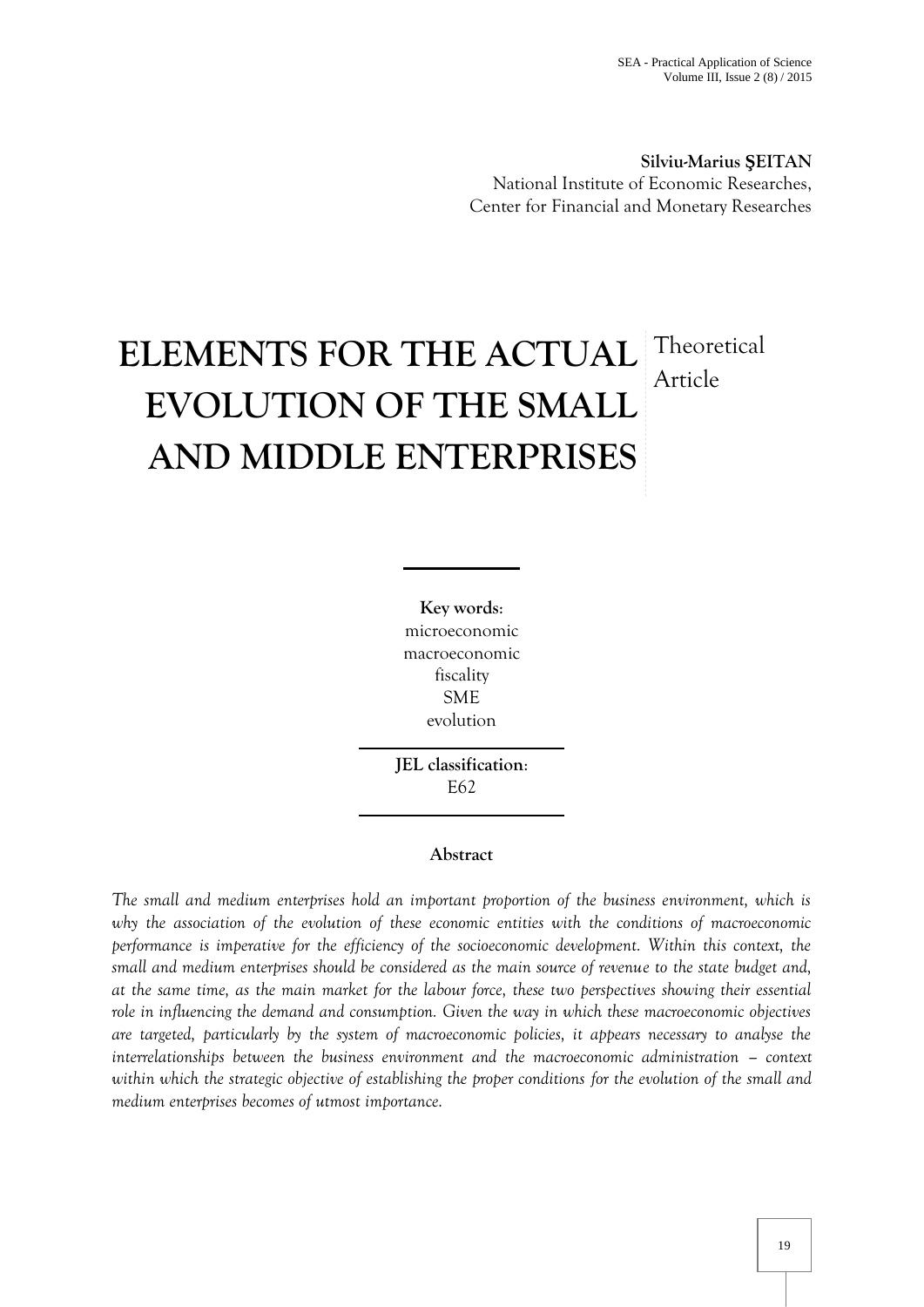**Silviu-Marius ŞEITAN**
National Institute of Economic Researches,
Center for Financial and Monetary Researches

# ELEMENTS FOR THE ACTUAL EVOLUTION OF THE SMALL AND MIDDLE ENTERPRISES

Theoretical Article

**Key words:**
microeconomic
macroeconomic
fiscality
SME
evolution

**JEL classification:**
E62

**Abstract**

*The small and medium enterprises hold an important proportion of the business environment, which is why the association of the evolution of these economic entities with the conditions of macroeconomic performance is imperative for the efficiency of the socioeconomic development. Within this context, the small and medium enterprises should be considered as the main source of revenue to the state budget and, at the same time, as the main market for the labour force, these two perspectives showing their essential role in influencing the demand and consumption. Given the way in which these macroeconomic objectives are targeted, particularly by the system of macroeconomic policies, it appears necessary to analyse the interrelationships between the business environment and the macroeconomic administration – context within which the strategic objective of establishing the proper conditions for the evolution of the small and medium enterprises becomes of utmost importance.*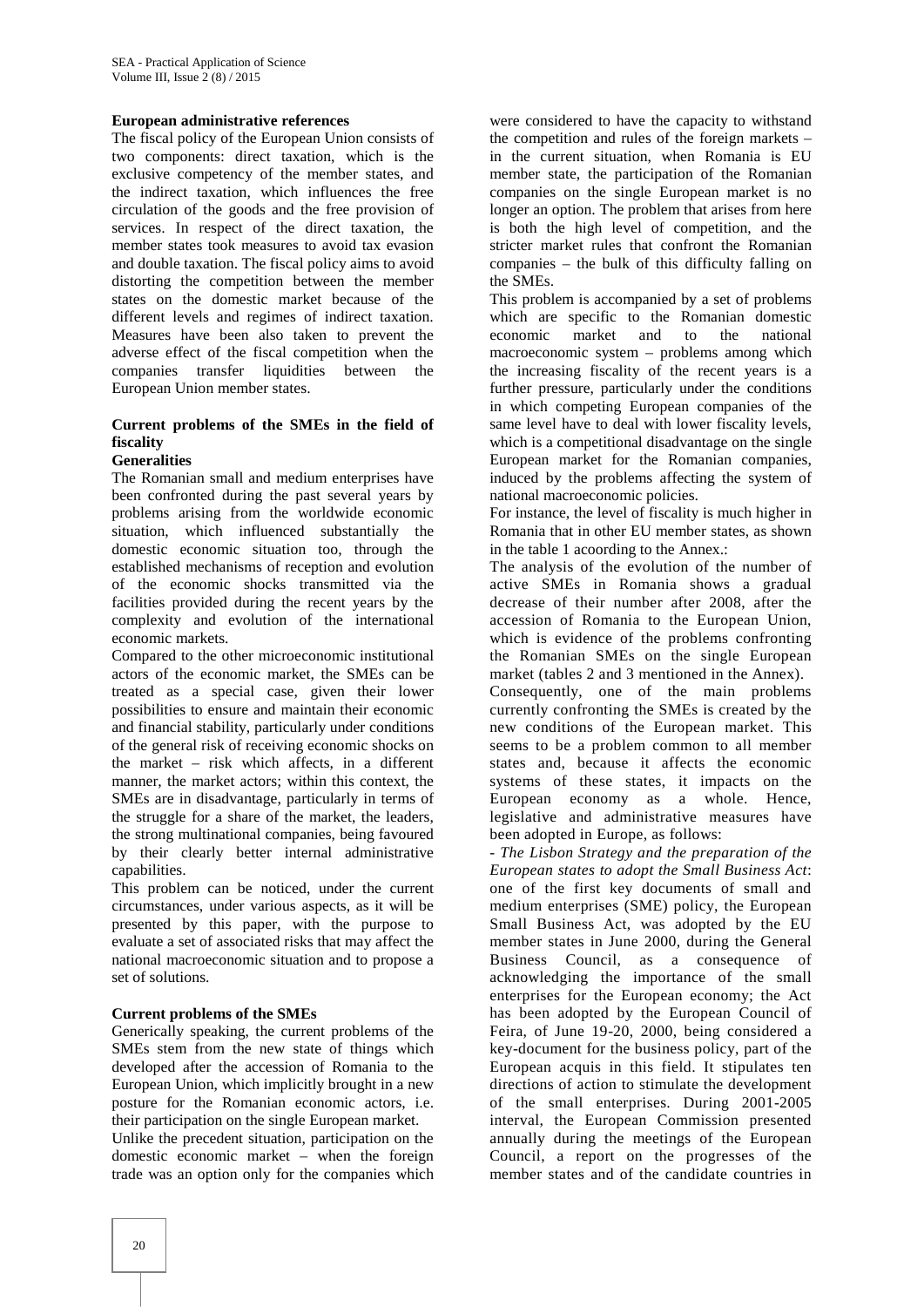**European administrative references**

The fiscal policy of the European Union consists of two components: direct taxation, which is the exclusive competency of the member states, and the indirect taxation, which influences the free circulation of the goods and the free provision of services. In respect of the direct taxation, the member states took measures to avoid tax evasion and double taxation. The fiscal policy aims to avoid distorting the competition between the member states on the domestic market because of the different levels and regimes of indirect taxation. Measures have been also taken to prevent the adverse effect of the fiscal competition when the companies transfer liquidities between the European Union member states.

## Current problems of the SMEs in the field of fiscality

### Generalities

The Romanian small and medium enterprises have been confronted during the past several years by problems arising from the worldwide economic situation, which influenced substantially the domestic economic situation too, through the established mechanisms of reception and evolution of the economic shocks transmitted via the facilities provided during the recent years by the complexity and evolution of the international economic markets.

Compared to the other microeconomic institutional actors of the economic market, the SMEs can be treated as a special case, given their lower possibilities to ensure and maintain their economic and financial stability, particularly under conditions of the general risk of receiving economic shocks on the market – risk which affects, in a different manner, the market actors; within this context, the SMEs are in disadvantage, particularly in terms of the struggle for a share of the market, the leaders, the strong multinational companies, being favoured by their clearly better internal administrative capabilities.

This problem can be noticed, under the current circumstances, under various aspects, as it will be presented by this paper, with the purpose to evaluate a set of associated risks that may affect the national macroeconomic situation and to propose a set of solutions.

### Current problems of the SMEs

Generically speaking, the current problems of the SMEs stem from the new state of things which developed after the accession of Romania to the European Union, which implicitly brought in a new posture for the Romanian economic actors, i.e. their participation on the single European market.

Unlike the precedent situation, participation on the domestic economic market – when the foreign trade was an option only for the companies which were considered to have the capacity to withstand the competition and rules of the foreign markets – in the current situation, when Romania is EU member state, the participation of the Romanian companies on the single European market is no longer an option. The problem that arises from here is both the high level of competition, and the stricter market rules that confront the Romanian companies – the bulk of this difficulty falling on the SMEs.

This problem is accompanied by a set of problems which are specific to the Romanian domestic economic market and to the national macroeconomic system – problems among which the increasing fiscality of the recent years is a further pressure, particularly under the conditions in which competing European companies of the same level have to deal with lower fiscality levels, which is a competitional disadvantage on the single European market for the Romanian companies, induced by the problems affecting the system of national macroeconomic policies.

For instance, the level of fiscality is much higher in Romania that in other EU member states, as shown in the table 1 acoording to the Annex.:

The analysis of the evolution of the number of active SMEs in Romania shows a gradual decrease of their number after 2008, after the accession of Romania to the European Union, which is evidence of the problems confronting the Romanian SMEs on the single European market (tables 2 and 3 mentioned in the Annex).

Consequently, one of the main problems currently confronting the SMEs is created by the new conditions of the European market. This seems to be a problem common to all member states and, because it affects the economic systems of these states, it impacts on the European economy as a whole. Hence, legislative and administrative measures have been adopted in Europe, as follows:

- *The Lisbon Strategy and the preparation of the European states to adopt the Small Business Act*: one of the first key documents of small and medium enterprises (SME) policy, the European Small Business Act, was adopted by the EU member states in June 2000, during the General Business Council, as a consequence of acknowledging the importance of the small enterprises for the European economy; the Act has been adopted by the European Council of Feira, of June 19-20, 2000, being considered a key-document for the business policy, part of the European acquis in this field. It stipulates ten directions of action to stimulate the development of the small enterprises. During 2001-2005 interval, the European Commission presented annually during the meetings of the European Council, a report on the progresses of the member states and of the candidate countries in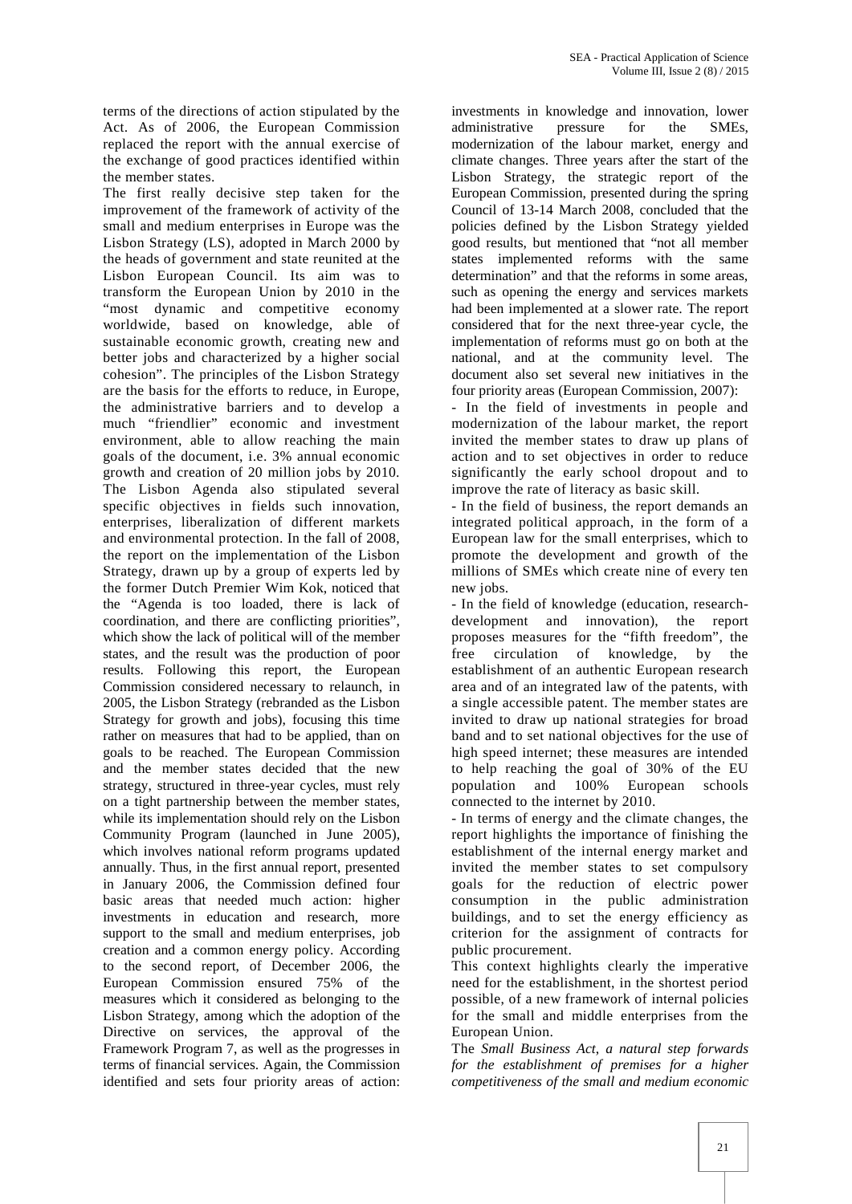terms of the directions of action stipulated by the Act. As of 2006, the European Commission replaced the report with the annual exercise of the exchange of good practices identified within the member states.

The first really decisive step taken for the improvement of the framework of activity of the small and medium enterprises in Europe was the Lisbon Strategy (LS), adopted in March 2000 by the heads of government and state reunited at the Lisbon European Council. Its aim was to transform the European Union by 2010 in the "most dynamic and competitive economy worldwide, based on knowledge, able of sustainable economic growth, creating new and better jobs and characterized by a higher social cohesion". The principles of the Lisbon Strategy are the basis for the efforts to reduce, in Europe, the administrative barriers and to develop a much "friendlier" economic and investment environment, able to allow reaching the main goals of the document, i.e. 3% annual economic growth and creation of 20 million jobs by 2010. The Lisbon Agenda also stipulated several specific objectives in fields such innovation, enterprises, liberalization of different markets and environmental protection. In the fall of 2008, the report on the implementation of the Lisbon Strategy, drawn up by a group of experts led by the former Dutch Premier Wim Kok, noticed that the "Agenda is too loaded, there is lack of coordination, and there are conflicting priorities", which show the lack of political will of the member states, and the result was the production of poor results. Following this report, the European Commission considered necessary to relaunch, in 2005, the Lisbon Strategy (rebranded as the Lisbon Strategy for growth and jobs), focusing this time rather on measures that had to be applied, than on goals to be reached. The European Commission and the member states decided that the new strategy, structured in three-year cycles, must rely on a tight partnership between the member states, while its implementation should rely on the Lisbon Community Program (launched in June 2005), which involves national reform programs updated annually. Thus, in the first annual report, presented in January 2006, the Commission defined four basic areas that needed much action: higher investments in education and research, more support to the small and medium enterprises, job creation and a common energy policy. According to the second report, of December 2006, the European Commission ensured 75% of the measures which it considered as belonging to the Lisbon Strategy, among which the adoption of the Directive on services, the approval of the Framework Program 7, as well as the progresses in terms of financial services. Again, the Commission identified and sets four priority areas of action: investments in knowledge and innovation, lower administrative pressure for the SMEs, modernization of the labour market, energy and climate changes. Three years after the start of the Lisbon Strategy, the strategic report of the European Commission, presented during the spring Council of 13-14 March 2008, concluded that the policies defined by the Lisbon Strategy yielded good results, but mentioned that "not all member states implemented reforms with the same determination" and that the reforms in some areas, such as opening the energy and services markets had been implemented at a slower rate. The report considered that for the next three-year cycle, the implementation of reforms must go on both at the national, and at the community level. The document also set several new initiatives in the four priority areas (European Commission, 2007):

- In the field of investments in people and modernization of the labour market, the report invited the member states to draw up plans of action and to set objectives in order to reduce significantly the early school dropout and to improve the rate of literacy as basic skill.
- In the field of business, the report demands an integrated political approach, in the form of a European law for the small enterprises, which to promote the development and growth of the millions of SMEs which create nine of every ten new jobs.
- In the field of knowledge (education, research-development and innovation), the report proposes measures for the "fifth freedom", the free circulation of knowledge, by the establishment of an authentic European research area and of an integrated law of the patents, with a single accessible patent. The member states are invited to draw up national strategies for broad band and to set national objectives for the use of high speed internet; these measures are intended to help reaching the goal of 30% of the EU population and 100% European schools connected to the internet by 2010.
- In terms of energy and the climate changes, the report highlights the importance of finishing the establishment of the internal energy market and invited the member states to set compulsory goals for the reduction of electric power consumption in the public administration buildings, and to set the energy efficiency as criterion for the assignment of contracts for public procurement.

This context highlights clearly the imperative need for the establishment, in the shortest period possible, of a new framework of internal policies for the small and middle enterprises from the European Union.

The *Small Business Act, a natural step forwards for the establishment of premises for a higher competitiveness of the small and medium economic*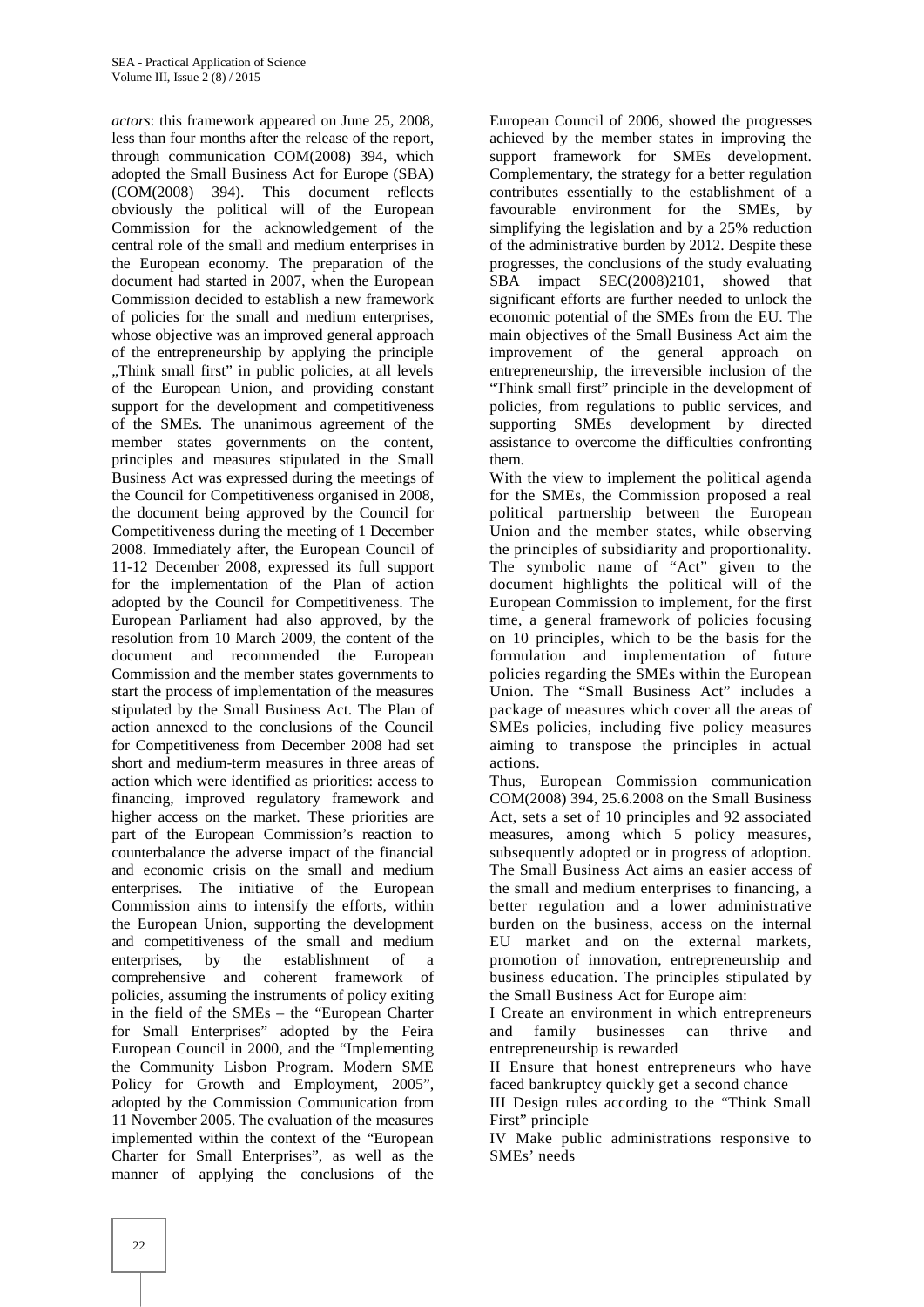*actors*: this framework appeared on June 25, 2008, less than four months after the release of the report, through communication COM(2008) 394, which adopted the Small Business Act for Europe (SBA) (COM(2008) 394). This document reflects obviously the political will of the European Commission for the acknowledgement of the central role of the small and medium enterprises in the European economy. The preparation of the document had started in 2007, when the European Commission decided to establish a new framework of policies for the small and medium enterprises, whose objective was an improved general approach of the entrepreneurship by applying the principle „Think small first" in public policies, at all levels of the European Union, and providing constant support for the development and competitiveness of the SMEs. The unanimous agreement of the member states governments on the content, principles and measures stipulated in the Small Business Act was expressed during the meetings of the Council for Competitiveness organised in 2008, the document being approved by the Council for Competitiveness during the meeting of 1 December 2008. Immediately after, the European Council of 11-12 December 2008, expressed its full support for the implementation of the Plan of action adopted by the Council for Competitiveness. The European Parliament had also approved, by the resolution from 10 March 2009, the content of the document and recommended the European Commission and the member states governments to start the process of implementation of the measures stipulated by the Small Business Act. The Plan of action annexed to the conclusions of the Council for Competitiveness from December 2008 had set short and medium-term measures in three areas of action which were identified as priorities: access to financing, improved regulatory framework and higher access on the market. These priorities are part of the European Commission's reaction to counterbalance the adverse impact of the financial and economic crisis on the small and medium enterprises. The initiative of the European Commission aims to intensify the efforts, within the European Union, supporting the development and competitiveness of the small and medium enterprises, by the establishment of a comprehensive and coherent framework of policies, assuming the instruments of policy exiting in the field of the SMEs – the "European Charter for Small Enterprises" adopted by the Feira European Council in 2000, and the "Implementing the Community Lisbon Program. Modern SME Policy for Growth and Employment, 2005", adopted by the Commission Communication from 11 November 2005. The evaluation of the measures implemented within the context of the "European Charter for Small Enterprises", as well as the manner of applying the conclusions of the European Council of 2006, showed the progresses achieved by the member states in improving the support framework for SMEs development. Complementary, the strategy for a better regulation contributes essentially to the establishment of a favourable environment for the SMEs, by simplifying the legislation and by a 25% reduction of the administrative burden by 2012. Despite these progresses, the conclusions of the study evaluating SBA impact SEC(2008)2101, showed that significant efforts are further needed to unlock the economic potential of the SMEs from the EU. The main objectives of the Small Business Act aim the improvement of the general approach on entrepreneurship, the irreversible inclusion of the "Think small first" principle in the development of policies, from regulations to public services, and supporting SMEs development by directed assistance to overcome the difficulties confronting them.

With the view to implement the political agenda for the SMEs, the Commission proposed a real political partnership between the European Union and the member states, while observing the principles of subsidiarity and proportionality. The symbolic name of "Act" given to the document highlights the political will of the European Commission to implement, for the first time, a general framework of policies focusing on 10 principles, which to be the basis for the formulation and implementation of future policies regarding the SMEs within the European Union. The "Small Business Act" includes a package of measures which cover all the areas of SMEs policies, including five policy measures aiming to transpose the principles in actual actions.

Thus, European Commission communication COM(2008) 394, 25.6.2008 on the Small Business Act, sets a set of 10 principles and 92 associated measures, among which 5 policy measures, subsequently adopted or in progress of adoption. The Small Business Act aims an easier access of the small and medium enterprises to financing, a better regulation and a lower administrative burden on the business, access on the internal EU market and on the external markets, promotion of innovation, entrepreneurship and business education. The principles stipulated by the Small Business Act for Europe aim:

I Create an environment in which entrepreneurs and family businesses can thrive and entrepreneurship is rewarded

II Ensure that honest entrepreneurs who have faced bankruptcy quickly get a second chance

III Design rules according to the "Think Small First" principle

IV Make public administrations responsive to SMEs' needs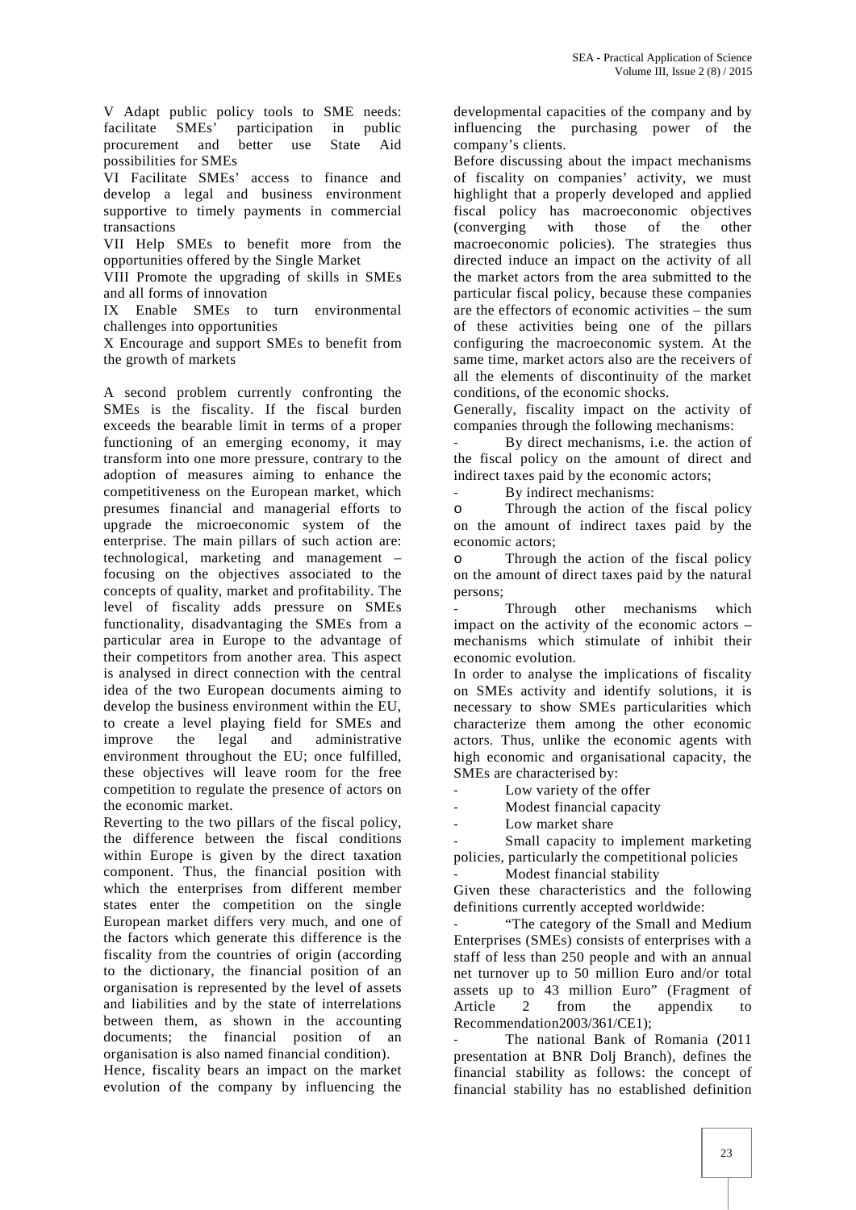V Adapt public policy tools to SME needs: facilitate SMEs' participation in public procurement and better use State Aid possibilities for SMEs

VI Facilitate SMEs' access to finance and develop a legal and business environment supportive to timely payments in commercial transactions

VII Help SMEs to benefit more from the opportunities offered by the Single Market

VIII Promote the upgrading of skills in SMEs and all forms of innovation

IX Enable SMEs to turn environmental challenges into opportunities

X Encourage and support SMEs to benefit from the growth of markets

A second problem currently confronting the SMEs is the fiscality. If the fiscal burden exceeds the bearable limit in terms of a proper functioning of an emerging economy, it may transform into one more pressure, contrary to the adoption of measures aiming to enhance the competitiveness on the European market, which presumes financial and managerial efforts to upgrade the microeconomic system of the enterprise. The main pillars of such action are: technological, marketing and management – focusing on the objectives associated to the concepts of quality, market and profitability. The level of fiscality adds pressure on SMEs functionality, disadvantaging the SMEs from a particular area in Europe to the advantage of their competitors from another area. This aspect is analysed in direct connection with the central idea of the two European documents aiming to develop the business environment within the EU, to create a level playing field for SMEs and improve the legal and administrative environment throughout the EU; once fulfilled, these objectives will leave room for the free competition to regulate the presence of actors on the economic market.

Reverting to the two pillars of the fiscal policy, the difference between the fiscal conditions within Europe is given by the direct taxation component. Thus, the financial position with which the enterprises from different member states enter the competition on the single European market differs very much, and one of the factors which generate this difference is the fiscality from the countries of origin (according to the dictionary, the financial position of an organisation is represented by the level of assets and liabilities and by the state of interrelations between them, as shown in the accounting documents; the financial position of an organisation is also named financial condition).

Hence, fiscality bears an impact on the market evolution of the company by influencing the developmental capacities of the company and by influencing the purchasing power of the company's clients.

Before discussing about the impact mechanisms of fiscality on companies' activity, we must highlight that a properly developed and applied fiscal policy has macroeconomic objectives (converging with those of the other macroeconomic policies). The strategies thus directed induce an impact on the activity of all the market actors from the area submitted to the particular fiscal policy, because these companies are the effectors of economic activities – the sum of these activities being one of the pillars configuring the macroeconomic system. At the same time, market actors also are the receivers of all the elements of discontinuity of the market conditions, of the economic shocks.

Generally, fiscality impact on the activity of companies through the following mechanisms:

- By direct mechanisms, i.e. the action of the fiscal policy on the amount of direct and indirect taxes paid by the economic actors;
- By indirect mechanisms:
  - o Through the action of the fiscal policy on the amount of indirect taxes paid by the economic actors;
  - o Through the action of the fiscal policy on the amount of direct taxes paid by the natural persons;
- Through other mechanisms which impact on the activity of the economic actors – mechanisms which stimulate of inhibit their economic evolution.

In order to analyse the implications of fiscality on SMEs activity and identify solutions, it is necessary to show SMEs particularities which characterize them among the other economic actors. Thus, unlike the economic agents with high economic and organisational capacity, the SMEs are characterised by:

- Low variety of the offer
- Modest financial capacity
- Low market share
- Small capacity to implement marketing policies, particularly the competitional policies
- Modest financial stability

Given these characteristics and the following definitions currently accepted worldwide:

- "The category of the Small and Medium Enterprises (SMEs) consists of enterprises with a staff of less than 250 people and with an annual net turnover up to 50 million Euro and/or total assets up to 43 million Euro" (Fragment of Article 2 from the appendix to Recommendation2003/361/CE1);
- The national Bank of Romania (2011 presentation at BNR Dolj Branch), defines the financial stability as follows: the concept of financial stability has no established definition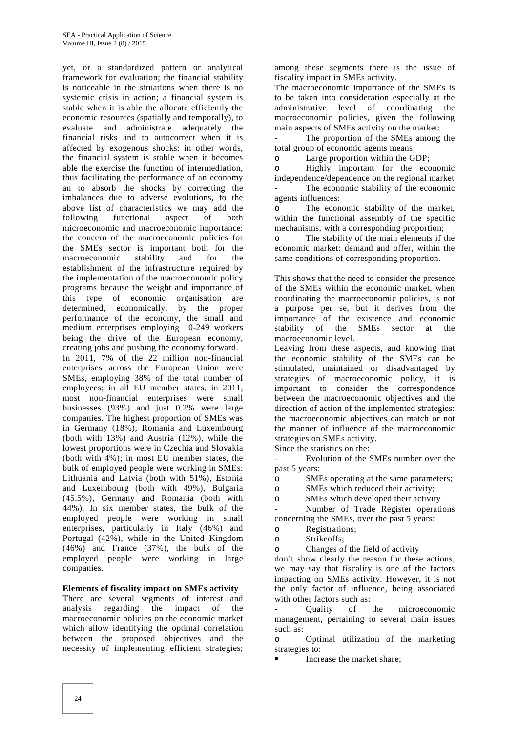yet, or a standardized pattern or analytical framework for evaluation; the financial stability is noticeable in the situations when there is no systemic crisis in action; a financial system is stable when it is able the allocate efficiently the economic resources (spatially and temporally), to evaluate and administrate adequately the financial risks and to autocorrect when it is affected by exogenous shocks; in other words, the financial system is stable when it becomes able the exercise the function of intermediation, thus facilitating the performance of an economy an to absorb the shocks by correcting the imbalances due to adverse evolutions, to the above list of characteristics we may add the following functional aspect of both microeconomic and macroeconomic importance: the concern of the macroeconomic policies for the SMEs sector is important both for the macroeconomic stability and for the establishment of the infrastructure required by the implementation of the macroeconomic policy programs because the weight and importance of this type of economic organisation are determined, economically, by the proper performance of the economy, the small and medium enterprises employing 10-249 workers being the drive of the European economy, creating jobs and pushing the economy forward.

In 2011, 7% of the 22 million non-financial enterprises across the European Union were SMEs, employing 38% of the total number of employees; in all EU member states, in 2011, most non-financial enterprises were small businesses (93%) and just 0.2% were large companies. The highest proportion of SMEs was in Germany (18%), Romania and Luxembourg (both with 13%) and Austria (12%), while the lowest proportions were in Czechia and Slovakia (both with 4%); in most EU member states, the bulk of employed people were working in SMEs: Lithuania and Latvia (both with 51%), Estonia and Luxembourg (both with 49%), Bulgaria (45.5%), Germany and Romania (both with 44%). In six member states, the bulk of the employed people were working in small enterprises, particularly in Italy (46%) and Portugal (42%), while in the United Kingdom (46%) and France (37%), the bulk of the employed people were working in large companies.

**Elements of fiscality impact on SMEs activity**

There are several segments of interest and analysis regarding the impact of the macroeconomic policies on the economic market which allow identifying the optimal correlation between the proposed objectives and the necessity of implementing efficient strategies; among these segments there is the issue of fiscality impact in SMEs activity.

The macroeconomic importance of the SMEs is to be taken into consideration especially at the administrative level of coordinating the macroeconomic policies, given the following main aspects of SMEs activity on the market:

- The proportion of the SMEs among the total group of economic agents means:
  - Large proportion within the GDP;
  - Highly important for the economic independence/dependence on the regional market
- The economic stability of the economic agents influences:
  - The economic stability of the market, within the functional assembly of the specific mechanisms, with a corresponding proportion;
  - The stability of the main elements if the economic market: demand and offer, within the same conditions of corresponding proportion.

This shows that the need to consider the presence of the SMEs within the economic market, when coordinating the macroeconomic policies, is not a purpose per se, but it derives from the importance of the existence and economic stability of the SMEs sector at the macroeconomic level.

Leaving from these aspects, and knowing that the economic stability of the SMEs can be stimulated, maintained or disadvantaged by strategies of macroeconomic policy, it is important to consider the correspondence between the macroeconomic objectives and the direction of action of the implemented strategies: the macroeconomic objectives can match or not the manner of influence of the macroeconomic strategies on SMEs activity.

Since the statistics on the:

- Evolution of the SMEs number over the past 5 years:
  - SMEs operating at the same parameters;
  - SMEs which reduced their activity;
  - SMEs which developed their activity
- Number of Trade Register operations concerning the SMEs, over the past 5 years:
  - Registrations;
  - Strikeoffs;
  - Changes of the field of activity

don't show clearly the reason for these actions, we may say that fiscality is one of the factors impacting on SMEs activity. However, it is not the only factor of influence, being associated with other factors such as:

- Quality of the microeconomic management, pertaining to several main issues such as:
  - Optimal utilization of the marketing strategies to:
    - Increase the market share;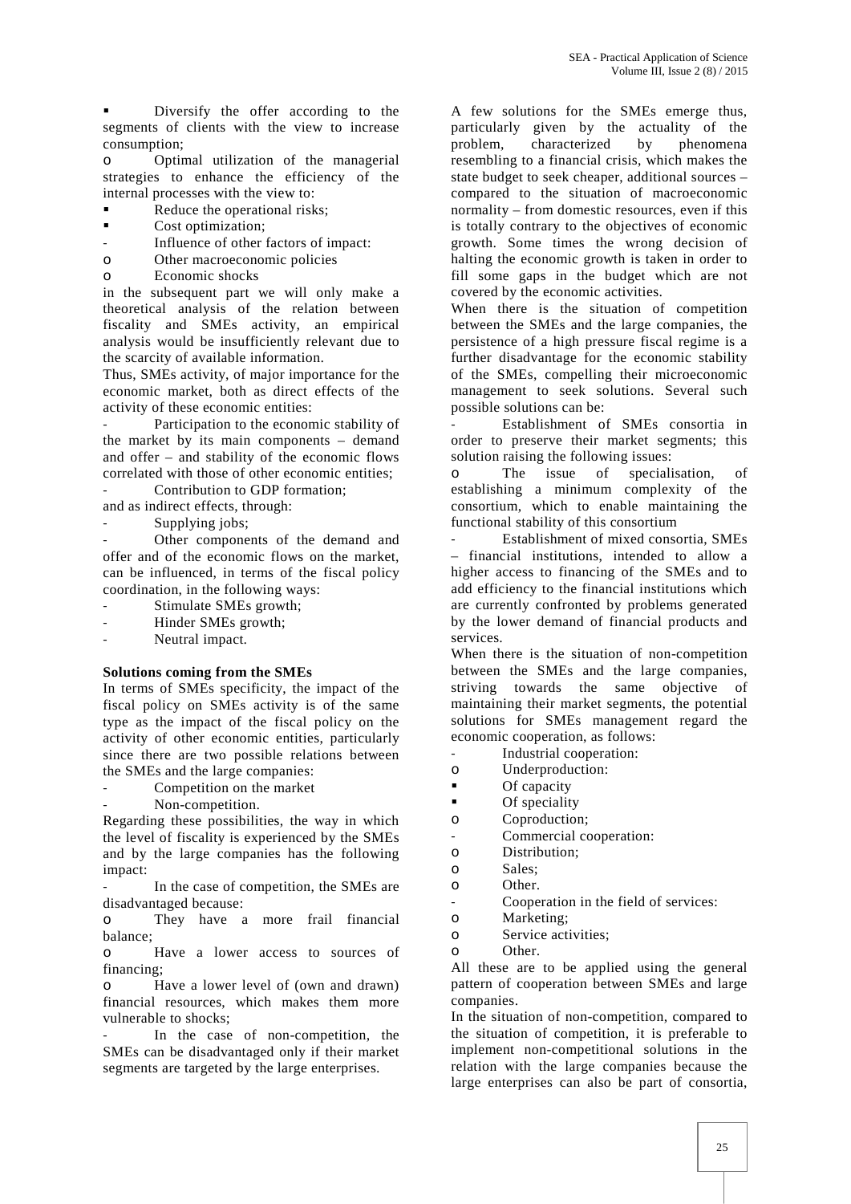- Diversify the offer according to the segments of clients with the view to increase consumption;
  - Optimal utilization of the managerial strategies to enhance the efficiency of the internal processes with the view to:
    - Reduce the operational risks;
    - Cost optimization;
- Influence of other factors of impact:
  - Other macroeconomic policies
  - Economic shocks

in the subsequent part we will only make a theoretical analysis of the relation between fiscality and SMEs activity, an empirical analysis would be insufficiently relevant due to the scarcity of available information.

Thus, SMEs activity, of major importance for the economic market, both as direct effects of the activity of these economic entities:

- Participation to the economic stability of the market by its main components – demand and offer – and stability of the economic flows correlated with those of other economic entities;
- Contribution to GDP formation;

and as indirect effects, through:

- Supplying jobs;
- Other components of the demand and offer and of the economic flows on the market, can be influenced, in terms of the fiscal policy coordination, in the following ways:
- Stimulate SMEs growth;
- Hinder SMEs growth;
- Neutral impact.

**Solutions coming from the SMEs**

In terms of SMEs specificity, the impact of the fiscal policy on SMEs activity is of the same type as the impact of the fiscal policy on the activity of other economic entities, particularly since there are two possible relations between the SMEs and the large companies:

- Competition on the market
- Non-competition.

Regarding these possibilities, the way in which the level of fiscality is experienced by the SMEs and by the large companies has the following impact:

- In the case of competition, the SMEs are disadvantaged because:
  - They have a more frail financial balance;
  - Have a lower access to sources of financing;
  - Have a lower level of (own and drawn) financial resources, which makes them more vulnerable to shocks;
- In the case of non-competition, the SMEs can be disadvantaged only if their market segments are targeted by the large enterprises.

A few solutions for the SMEs emerge thus, particularly given by the actuality of the problem, characterized by phenomena resembling to a financial crisis, which makes the state budget to seek cheaper, additional sources – compared to the situation of macroeconomic normality – from domestic resources, even if this is totally contrary to the objectives of economic growth. Some times the wrong decision of halting the economic growth is taken in order to fill some gaps in the budget which are not covered by the economic activities.

When there is the situation of competition between the SMEs and the large companies, the persistence of a high pressure fiscal regime is a further disadvantage for the economic stability of the SMEs, compelling their microeconomic management to seek solutions. Several such possible solutions can be:

- Establishment of SMEs consortia in order to preserve their market segments; this solution raising the following issues:
  - The issue of specialisation, of establishing a minimum complexity of the consortium, which to enable maintaining the functional stability of this consortium
- Establishment of mixed consortia, SMEs – financial institutions, intended to allow a higher access to financing of the SMEs and to add efficiency to the financial institutions which are currently confronted by problems generated by the lower demand of financial products and services.

When there is the situation of non-competition between the SMEs and the large companies, striving towards the same objective of maintaining their market segments, the potential solutions for SMEs management regard the economic cooperation, as follows:

- Industrial cooperation:
  - Underproduction:
    - Of capacity
    - Of speciality
  - Coproduction;
- Commercial cooperation:
  - Distribution;
  - Sales;
  - Other.
- Cooperation in the field of services:
  - Marketing;
  - Service activities;
  - Other.

All these are to be applied using the general pattern of cooperation between SMEs and large companies.

In the situation of non-competition, compared to the situation of competition, it is preferable to implement non-competitional solutions in the relation with the large companies because the large enterprises can also be part of consortia,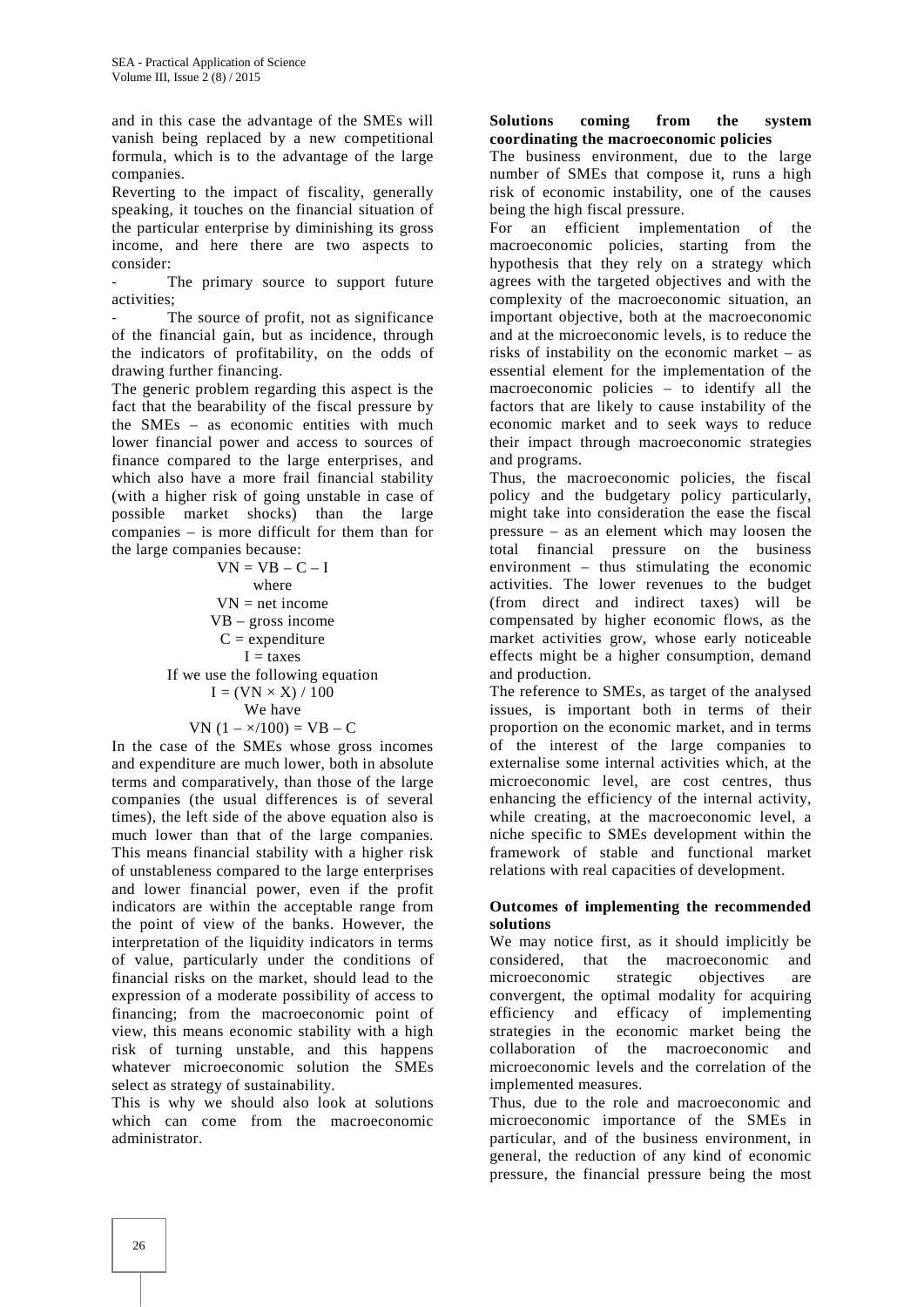and in this case the advantage of the SMEs will vanish being replaced by a new competitional formula, which is to the advantage of the large companies.

Reverting to the impact of fiscality, generally speaking, it touches on the financial situation of the particular enterprise by diminishing its gross income, and here there are two aspects to consider:

- The primary source to support future activities;
- The source of profit, not as significance of the financial gain, but as incidence, through the indicators of profitability, on the odds of drawing further financing.

The generic problem regarding this aspect is the fact that the bearability of the fiscal pressure by the SMEs – as economic entities with much lower financial power and access to sources of finance compared to the large enterprises, and which also have a more frail financial stability (with a higher risk of going unstable in case of possible market shocks) than the large companies – is more difficult for them than for the large companies because:

$$VN = VB - C - I$$

where

VN = net income

VB – gross income

C = expenditure

I = taxes

If we use the following equation

$$I = (VN \times X) / 100$$

We have

$$VN\,(1 - \times/100) = VB - C$$

In the case of the SMEs whose gross incomes and expenditure are much lower, both in absolute terms and comparatively, than those of the large companies (the usual differences is of several times), the left side of the above equation also is much lower than that of the large companies. This means financial stability with a higher risk of unstableness compared to the large enterprises and lower financial power, even if the profit indicators are within the acceptable range from the point of view of the banks. However, the interpretation of the liquidity indicators in terms of value, particularly under the conditions of financial risks on the market, should lead to the expression of a moderate possibility of access to financing; from the macroeconomic point of view, this means economic stability with a high risk of turning unstable, and this happens whatever microeconomic solution the SMEs select as strategy of sustainability.

This is why we should also look at solutions which can come from the macroeconomic administrator.

**Solutions coming from the system coordinating the macroeconomic policies**

The business environment, due to the large number of SMEs that compose it, runs a high risk of economic instability, one of the causes being the high fiscal pressure.

For an efficient implementation of the macroeconomic policies, starting from the hypothesis that they rely on a strategy which agrees with the targeted objectives and with the complexity of the macroeconomic situation, an important objective, both at the macroeconomic and at the microeconomic levels, is to reduce the risks of instability on the economic market – as essential element for the implementation of the macroeconomic policies – to identify all the factors that are likely to cause instability of the economic market and to seek ways to reduce their impact through macroeconomic strategies and programs.

Thus, the macroeconomic policies, the fiscal policy and the budgetary policy particularly, might take into consideration the ease the fiscal pressure – as an element which may loosen the total financial pressure on the business environment – thus stimulating the economic activities. The lower revenues to the budget (from direct and indirect taxes) will be compensated by higher economic flows, as the market activities grow, whose early noticeable effects might be a higher consumption, demand and production.

The reference to SMEs, as target of the analysed issues, is important both in terms of their proportion on the economic market, and in terms of the interest of the large companies to externalise some internal activities which, at the microeconomic level, are cost centres, thus enhancing the efficiency of the internal activity, while creating, at the macroeconomic level, a niche specific to SMEs development within the framework of stable and functional market relations with real capacities of development.

**Outcomes of implementing the recommended solutions**

We may notice first, as it should implicitly be considered, that the macroeconomic and microeconomic strategic objectives are convergent, the optimal modality for acquiring efficiency and efficacy of implementing strategies in the economic market being the collaboration of the macroeconomic and microeconomic levels and the correlation of the implemented measures.

Thus, due to the role and macroeconomic and microeconomic importance of the SMEs in particular, and of the business environment, in general, the reduction of any kind of economic pressure, the financial pressure being the most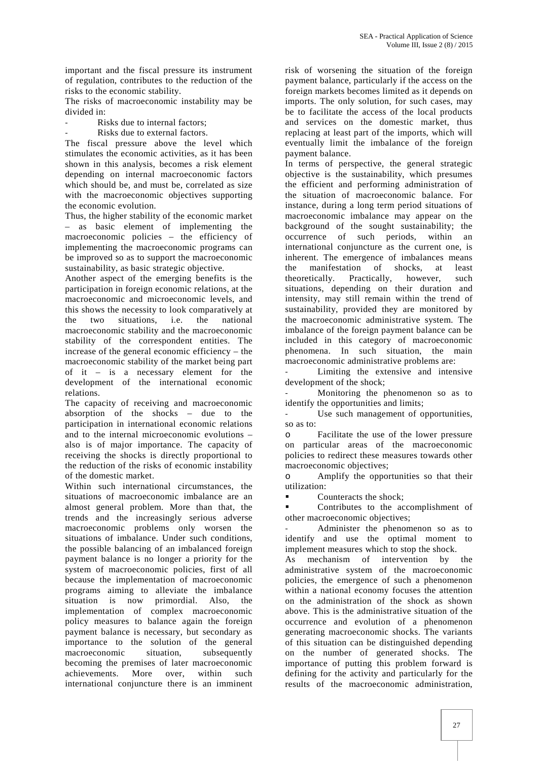important and the fiscal pressure its instrument of regulation, contributes to the reduction of the risks to the economic stability.

The risks of macroeconomic instability may be divided in:

- Risks due to internal factors;
- Risks due to external factors.

The fiscal pressure above the level which stimulates the economic activities, as it has been shown in this analysis, becomes a risk element depending on internal macroeconomic factors which should be, and must be, correlated as size with the macroeconomic objectives supporting the economic evolution.

Thus, the higher stability of the economic market – as basic element of implementing the macroeconomic policies – the efficiency of implementing the macroeconomic programs can be improved so as to support the macroeconomic sustainability, as basic strategic objective.

Another aspect of the emerging benefits is the participation in foreign economic relations, at the macroeconomic and microeconomic levels, and this shows the necessity to look comparatively at the two situations, i.e. the national macroeconomic stability and the macroeconomic stability of the correspondent entities. The increase of the general economic efficiency – the macroeconomic stability of the market being part of it – is a necessary element for the development of the international economic relations.

The capacity of receiving and macroeconomic absorption of the shocks – due to the participation in international economic relations and to the internal microeconomic evolutions – also is of major importance. The capacity of receiving the shocks is directly proportional to the reduction of the risks of economic instability of the domestic market.

Within such international circumstances, the situations of macroeconomic imbalance are an almost general problem. More than that, the trends and the increasingly serious adverse macroeconomic problems only worsen the situations of imbalance. Under such conditions, the possible balancing of an imbalanced foreign payment balance is no longer a priority for the system of macroeconomic policies, first of all because the implementation of macroeconomic programs aiming to alleviate the imbalance situation is now primordial. Also, the implementation of complex macroeconomic policy measures to balance again the foreign payment balance is necessary, but secondary as importance to the solution of the general macroeconomic situation, subsequently becoming the premises of later macroeconomic achievements. More over, within such international conjuncture there is an imminent risk of worsening the situation of the foreign payment balance, particularly if the access on the foreign markets becomes limited as it depends on imports. The only solution, for such cases, may be to facilitate the access of the local products and services on the domestic market, thus replacing at least part of the imports, which will eventually limit the imbalance of the foreign payment balance.

In terms of perspective, the general strategic objective is the sustainability, which presumes the efficient and performing administration of the situation of macroeconomic balance. For instance, during a long term period situations of macroeconomic imbalance may appear on the background of the sought sustainability; the occurrence of such periods, within an international conjuncture as the current one, is inherent. The emergence of imbalances means the manifestation of shocks, at least theoretically. Practically, however, such situations, depending on their duration and intensity, may still remain within the trend of sustainability, provided they are monitored by the macroeconomic administrative system. The imbalance of the foreign payment balance can be included in this category of macroeconomic phenomena. In such situation, the main macroeconomic administrative problems are:

- Limiting the extensive and intensive development of the shock;
- Monitoring the phenomenon so as to identify the opportunities and limits;
- Use such management of opportunities, so as to:
    - Facilitate the use of the lower pressure on particular areas of the macroeconomic policies to redirect these measures towards other macroeconomic objectives;
    - Amplify the opportunities so that their utilization:
        - Counteracts the shock;
        - Contributes to the accomplishment of other macroeconomic objectives;
- Administer the phenomenon so as to identify and use the optimal moment to implement measures which to stop the shock.

As mechanism of intervention by the administrative system of the macroeconomic policies, the emergence of such a phenomenon within a national economy focuses the attention on the administration of the shock as shown above. This is the administrative situation of the occurrence and evolution of a phenomenon generating macroeconomic shocks. The variants of this situation can be distinguished depending on the number of generated shocks. The importance of putting this problem forward is defining for the activity and particularly for the results of the macroeconomic administration,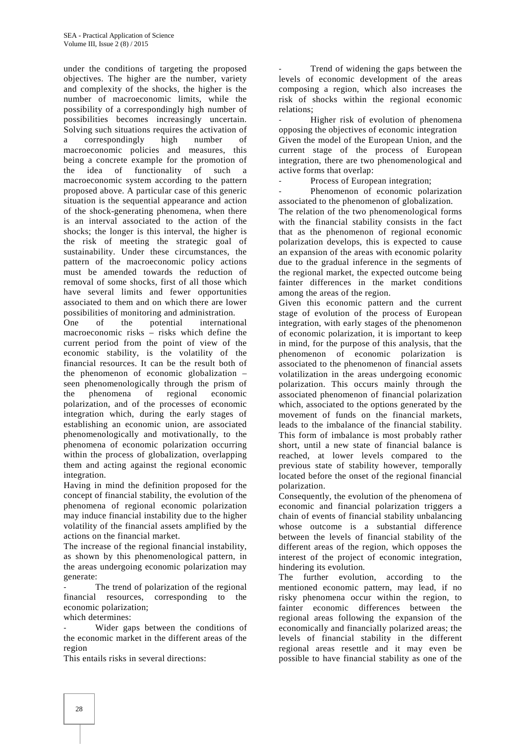under the conditions of targeting the proposed objectives. The higher are the number, variety and complexity of the shocks, the higher is the number of macroeconomic limits, while the possibility of a correspondingly high number of possibilities becomes increasingly uncertain. Solving such situations requires the activation of a correspondingly high number of macroeconomic policies and measures, this being a concrete example for the promotion of the idea of functionality of such a macroeconomic system according to the pattern proposed above. A particular case of this generic situation is the sequential appearance and action of the shock-generating phenomena, when there is an interval associated to the action of the shocks; the longer is this interval, the higher is the risk of meeting the strategic goal of sustainability. Under these circumstances, the pattern of the macroeconomic policy actions must be amended towards the reduction of removal of some shocks, first of all those which have several limits and fewer opportunities associated to them and on which there are lower possibilities of monitoring and administration.

One of the potential international macroeconomic risks – risks which define the current period from the point of view of the economic stability, is the volatility of the financial resources. It can be the result both of the phenomenon of economic globalization – seen phenomenologically through the prism of the phenomena of regional economic polarization, and of the processes of economic integration which, during the early stages of establishing an economic union, are associated phenomenologically and motivationally, to the phenomena of economic polarization occurring within the process of globalization, overlapping them and acting against the regional economic integration.

Having in mind the definition proposed for the concept of financial stability, the evolution of the phenomena of regional economic polarization may induce financial instability due to the higher volatility of the financial assets amplified by the actions on the financial market.

The increase of the regional financial instability, as shown by this phenomenological pattern, in the areas undergoing economic polarization may generate:

- The trend of polarization of the regional financial resources, corresponding to the economic polarization;

which determines:

- Wider gaps between the conditions of the economic market in the different areas of the region

This entails risks in several directions:

- Trend of widening the gaps between the levels of economic development of the areas composing a region, which also increases the risk of shocks within the regional economic relations;
- Higher risk of evolution of phenomena opposing the objectives of economic integration

Given the model of the European Union, and the current stage of the process of European integration, there are two phenomenological and active forms that overlap:

- Process of European integration;
- Phenomenon of economic polarization associated to the phenomenon of globalization.

The relation of the two phenomenological forms with the financial stability consists in the fact that as the phenomenon of regional economic polarization develops, this is expected to cause an expansion of the areas with economic polarity due to the gradual inference in the segments of the regional market, the expected outcome being fainter differences in the market conditions among the areas of the region.

Given this economic pattern and the current stage of evolution of the process of European integration, with early stages of the phenomenon of economic polarization, it is important to keep in mind, for the purpose of this analysis, that the phenomenon of economic polarization is associated to the phenomenon of financial assets volatilization in the areas undergoing economic polarization. This occurs mainly through the associated phenomenon of financial polarization which, associated to the options generated by the movement of funds on the financial markets, leads to the imbalance of the financial stability. This form of imbalance is most probably rather short, until a new state of financial balance is reached, at lower levels compared to the previous state of stability however, temporally located before the onset of the regional financial polarization.

Consequently, the evolution of the phenomena of economic and financial polarization triggers a chain of events of financial stability unbalancing whose outcome is a substantial difference between the levels of financial stability of the different areas of the region, which opposes the interest of the project of economic integration, hindering its evolution.

The further evolution, according to the mentioned economic pattern, may lead, if no risky phenomena occur within the region, to fainter economic differences between the regional areas following the expansion of the economically and financially polarized areas; the levels of financial stability in the different regional areas resettle and it may even be possible to have financial stability as one of the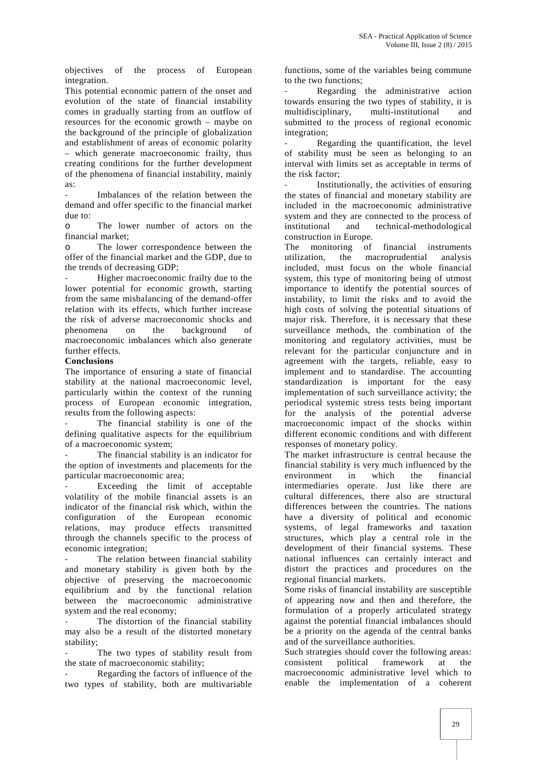objectives of the process of European integration.

This potential economic pattern of the onset and evolution of the state of financial instability comes in gradually starting from an outflow of resources for the economic growth – maybe on the background of the principle of globalization and establishment of areas of economic polarity – which generate macroeconomic frailty, thus creating conditions for the further development of the phenomena of financial instability, mainly as:

- Imbalances of the relation between the demand and offer specific to the financial market due to:
  - The lower number of actors on the financial market;
  - The lower correspondence between the offer of the financial market and the GDP, due to the trends of decreasing GDP;
- Higher macroeconomic frailty due to the lower potential for economic growth, starting from the same misbalancing of the demand-offer relation with its effects, which further increase the risk of adverse macroeconomic shocks and phenomena on the background of macroeconomic imbalances which also generate further effects.

**Conclusions**

The importance of ensuring a state of financial stability at the national macroeconomic level, particularly within the context of the running process of European economic integration, results from the following aspects:

- The financial stability is one of the defining qualitative aspects for the equilibrium of a macroeconomic system;
- The financial stability is an indicator for the option of investments and placements for the particular macroeconomic area;
- Exceeding the limit of acceptable volatility of the mobile financial assets is an indicator of the financial risk which, within the configuration of the European economic relations, may produce effects transmitted through the channels specific to the process of economic integration;
- The relation between financial stability and monetary stability is given both by the objective of preserving the macroeconomic equilibrium and by the functional relation between the macroeconomic administrative system and the real economy;
- The distortion of the financial stability may also be a result of the distorted monetary stability;
- The two types of stability result from the state of macroeconomic stability;
- Regarding the factors of influence of the two types of stability, both are multivariable functions, some of the variables being commune to the two functions;
- Regarding the administrative action towards ensuring the two types of stability, it is multidisciplinary, multi-institutional and submitted to the process of regional economic integration;
- Regarding the quantification, the level of stability must be seen as belonging to an interval with limits set as acceptable in terms of the risk factor;
- Institutionally, the activities of ensuring the states of financial and monetary stability are included in the macroeconomic administrative system and they are connected to the process of institutional and technical-methodological construction in Europe.

The monitoring of financial instruments utilization, the macroprudential analysis included, must focus on the whole financial system, this type of monitoring being of utmost importance to identify the potential sources of instability, to limit the risks and to avoid the high costs of solving the potential situations of major risk. Therefore, it is necessary that these surveillance methods, the combination of the monitoring and regulatory activities, must be relevant for the particular conjuncture and in agreement with the targets, reliable, easy to implement and to standardise. The accounting standardization is important for the easy implementation of such surveillance activity; the periodical systemic stress tests being important for the analysis of the potential adverse macroeconomic impact of the shocks within different economic conditions and with different responses of monetary policy.

The market infrastructure is central because the financial stability is very much influenced by the environment in which the financial intermediaries operate. Just like there are cultural differences, there also are structural differences between the countries. The nations have a diversity of political and economic systems, of legal frameworks and taxation structures, which play a central role in the development of their financial systems. These national influences can certainly interact and distort the practices and procedures on the regional financial markets.

Some risks of financial instability are susceptible of appearing now and then and therefore, the formulation of a properly articulated strategy against the potential financial imbalances should be a priority on the agenda of the central banks and of the surveillance authorities.

Such strategies should cover the following areas: consistent political framework at the macroeconomic administrative level which to enable the implementation of a coherent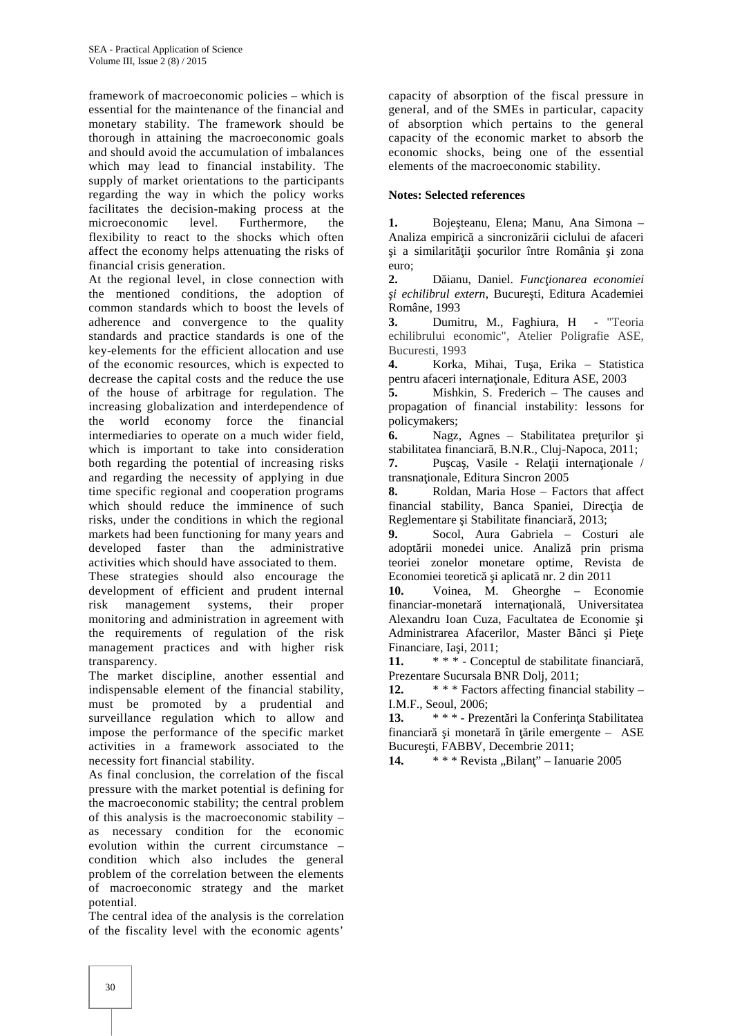framework of macroeconomic policies – which is essential for the maintenance of the financial and monetary stability. The framework should be thorough in attaining the macroeconomic goals and should avoid the accumulation of imbalances which may lead to financial instability. The supply of market orientations to the participants regarding the way in which the policy works facilitates the decision-making process at the microeconomic level. Furthermore, the flexibility to react to the shocks which often affect the economy helps attenuating the risks of financial crisis generation.

At the regional level, in close connection with the mentioned conditions, the adoption of common standards which to boost the levels of adherence and convergence to the quality standards and practice standards is one of the key-elements for the efficient allocation and use of the economic resources, which is expected to decrease the capital costs and the reduce the use of the house of arbitrage for regulation. The increasing globalization and interdependence of the world economy force the financial intermediaries to operate on a much wider field, which is important to take into consideration both regarding the potential of increasing risks and regarding the necessity of applying in due time specific regional and cooperation programs which should reduce the imminence of such risks, under the conditions in which the regional markets had been functioning for many years and developed faster than the administrative activities which should have associated to them.

These strategies should also encourage the development of efficient and prudent internal risk management systems, their proper monitoring and administration in agreement with the requirements of regulation of the risk management practices and with higher risk transparency.

The market discipline, another essential and indispensable element of the financial stability, must be promoted by a prudential and surveillance regulation which to allow and impose the performance of the specific market activities in a framework associated to the necessity fort financial stability.

As final conclusion, the correlation of the fiscal pressure with the market potential is defining for the macroeconomic stability; the central problem of this analysis is the macroeconomic stability – as necessary condition for the economic evolution within the current circumstance – condition which also includes the general problem of the correlation between the elements of macroeconomic strategy and the market potential.

The central idea of the analysis is the correlation of the fiscality level with the economic agents' capacity of absorption of the fiscal pressure in general, and of the SMEs in particular, capacity of absorption which pertains to the general capacity of the economic market to absorb the economic shocks, being one of the essential elements of the macroeconomic stability.

**Notes: Selected references**

**1.** Bojeşteanu, Elena; Manu, Ana Simona – Analiza empirică a sincronizării ciclului de afaceri şi a similarităţii şocurilor între România şi zona euro;

**2.** Dăianu, Daniel. *Funcţionarea economiei şi echilibrul extern*, Bucureşti, Editura Academiei Române, 1993

**3.** Dumitru, M., Faghiura, H - "Teoria echilibrului economic", Atelier Poligrafie ASE, Bucuresti, 1993

**4.** Korka, Mihai, Tuşa, Erika – Statistica pentru afaceri internaţionale, Editura ASE, 2003

**5.** Mishkin, S. Frederich – The causes and propagation of financial instability: lessons for policymakers;

**6.** Nagz, Agnes – Stabilitatea preţurilor şi stabilitatea financiară, B.N.R., Cluj-Napoca, 2011;

**7.** Puşcaş, Vasile - Relaţii internaţionale / transnaţionale, Editura Sincron 2005

**8.** Roldan, Maria Hose – Factors that affect financial stability, Banca Spaniei, Direcţia de Reglementare şi Stabilitate financiară, 2013;

**9.** Socol, Aura Gabriela – Costuri ale adoptării monedei unice. Analiză prin prisma teoriei zonelor monetare optime, Revista de Economiei teoretică şi aplicată nr. 2 din 2011

**10.** Voinea, M. Gheorghe – Economie financiar-monetară internaţională, Universitatea Alexandru Ioan Cuza, Facultatea de Economie şi Administrarea Afacerilor, Master Bănci şi Pieţe Financiare, Iaşi, 2011;

**11.** * * * - Conceptul de stabilitate financiară, Prezentare Sucursala BNR Dolj, 2011;

**12.** * * * Factors affecting financial stability – I.M.F., Seoul, 2006;

**13.** * * * - Prezentări la Conferinţa Stabilitatea financiară şi monetară în ţările emergente – ASE Bucureşti, FABBV, Decembrie 2011;

**14.** * * * Revista „Bilanţ" – Ianuarie 2005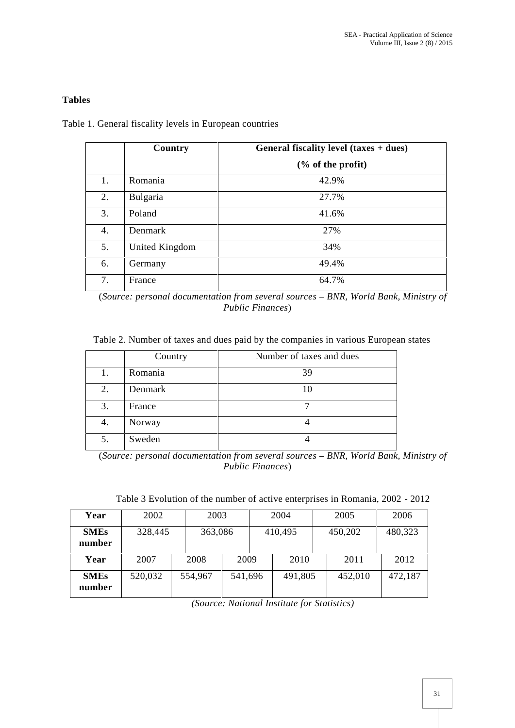**Tables**

Table 1. General fiscality levels in European countries

| | Country | General fiscality level (taxes + dues) (% of the profit) |
|---|---|---|
| 1. | Romania | 42.9% |
| 2. | Bulgaria | 27.7% |
| 3. | Poland | 41.6% |
| 4. | Denmark | 27% |
| 5. | United Kingdom | 34% |
| 6. | Germany | 49.4% |
| 7. | France | 64.7% |

(*Source: personal documentation from several sources – BNR, World Bank, Ministry of Public Finances*)

Table 2. Number of taxes and dues paid by the companies in various European states

| | Country | Number of taxes and dues |
|---|---|---|
| 1. | Romania | 39 |
| 2. | Denmark | 10 |
| 3. | France | 7 |
| 4. | Norway | 4 |
| 5. | Sweden | 4 |

(*Source: personal documentation from several sources – BNR, World Bank, Ministry of Public Finances*)

Table 3 Evolution of the number of active enterprises in Romania, 2002 - 2012

| **Year** | 2002 | 2003 | 2004 | 2005 | 2006 | |
|---|---|---|---|---|---|---|
| **SMEs number** | 328,445 | 363,086 | 410,495 | 450,202 | 480,323 | |
| **Year** | 2007 | 2008 | 2009 | 2010 | 2011 | 2012 |
| **SMEs number** | 520,032 | 554,967 | 541,696 | 491,805 | 452,010 | 472,187 |

*(Source: National Institute for Statistics)*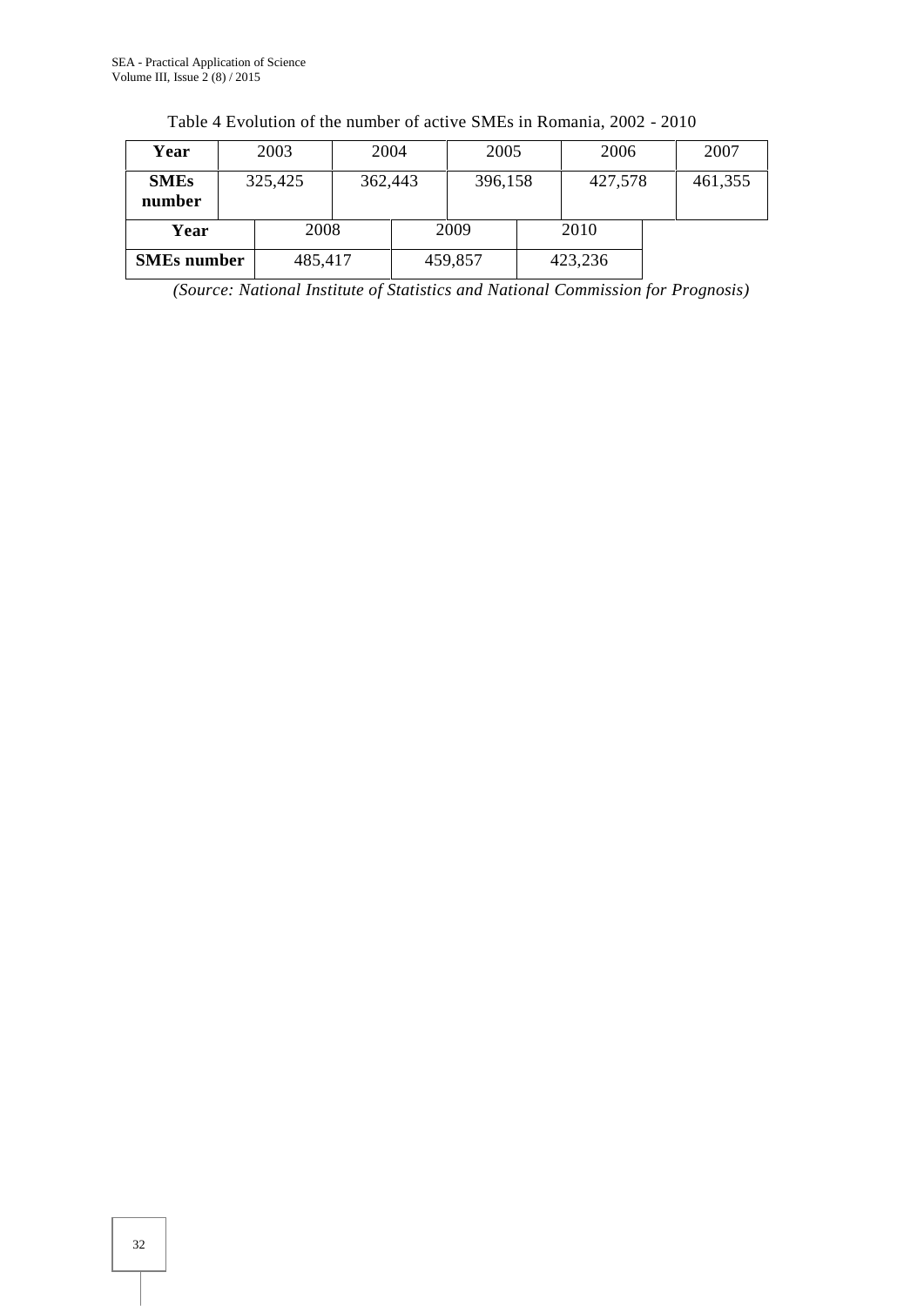Table 4 Evolution of the number of active SMEs in Romania, 2002 - 2010

| **Year** | 2003 | 2004 | 2005 | 2006 | 2007 |
|---|---|---|---|---|---|
| **SMEs number** | 325,425 | 362,443 | 396,158 | 427,578 | 461,355 |
| **Year** | 2008 | 2009 | 2010 | | |
| **SMEs number** | 485,417 | 459,857 | 423,236 | | |

*(Source: National Institute of Statistics and National Commission for Prognosis)*